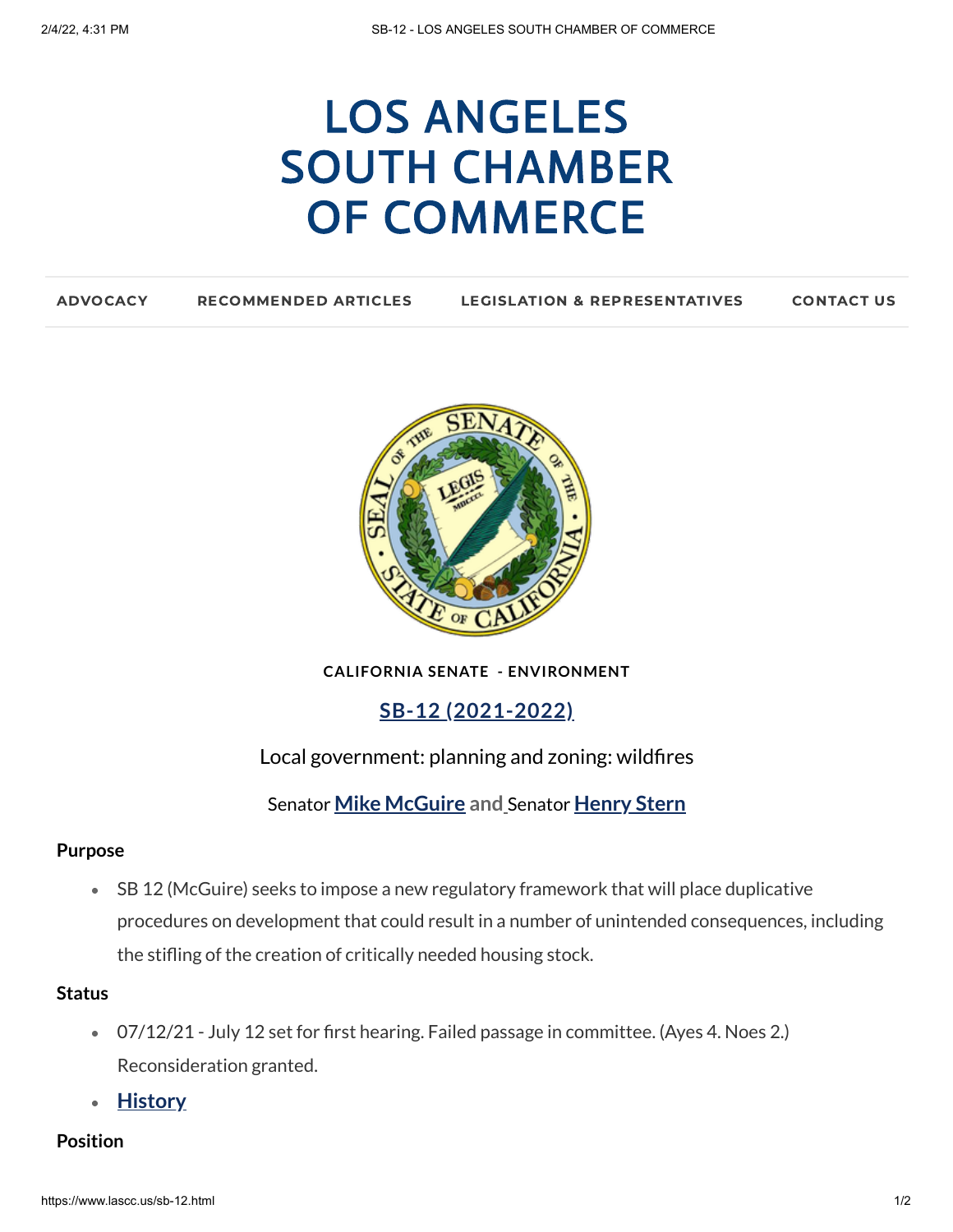# LOS ANGELES SOUTH CHAMBER OF COMMERCE

ADVOCACY | RECOMMENDED ARTICLES | LEGISLATION & REPRESENTATIVES | CONTACT US

**CALIFORNIA SENATE - ENVIRONMENT**

## SB-12 (2021-2022)

Local government: planning and zoning: wildfires

Senator **Mike McGuire** and Senator **Henry Stern**

**Purpose**

- SB 12 (McGuire) seeks to impose a new regulatory framework that will place duplicative procedures on development that could result in a number of unintended consequences, including the stifling of the creation of critically needed housing stock.

**Status**

- 07/12/21 - July 12 set for first hearing. Failed passage in committee. (Ayes 4. Noes 2.) Reconsideration granted.
- **History**

**Position**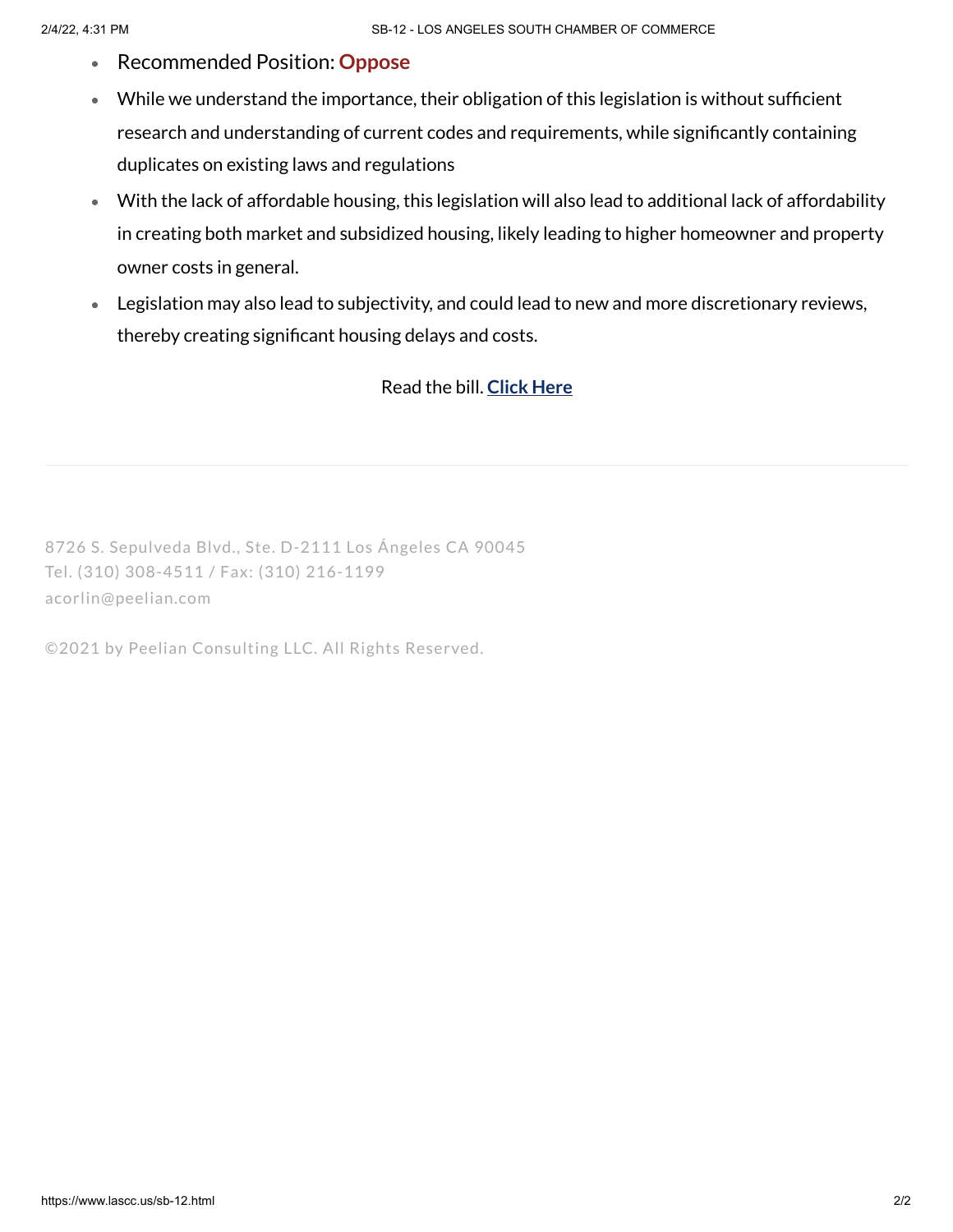- Recommended Position: **Oppose**
- While we understand the importance, their obligation of this legislation is without sufficient research and understanding of current codes and requirements, while significantly containing duplicates on existing laws and regulations
- With the lack of affordable housing, this legislation will also lead to additional lack of affordability in creating both market and subsidized housing, likely leading to higher homeowner and property owner costs in general.
- Legislation may also lead to subjectivity, and could lead to new and more discretionary reviews, thereby creating significant housing delays and costs.

Read the bill. **Click Here**

---

8726 S. Sepulveda Blvd., Ste. D-2111 Los Ángeles CA 90045
Tel. (310) 308-4511 / Fax: (310) 216-1199
acorlin@peelian.com

©2021 by Peelian Consulting LLC. All Rights Reserved.